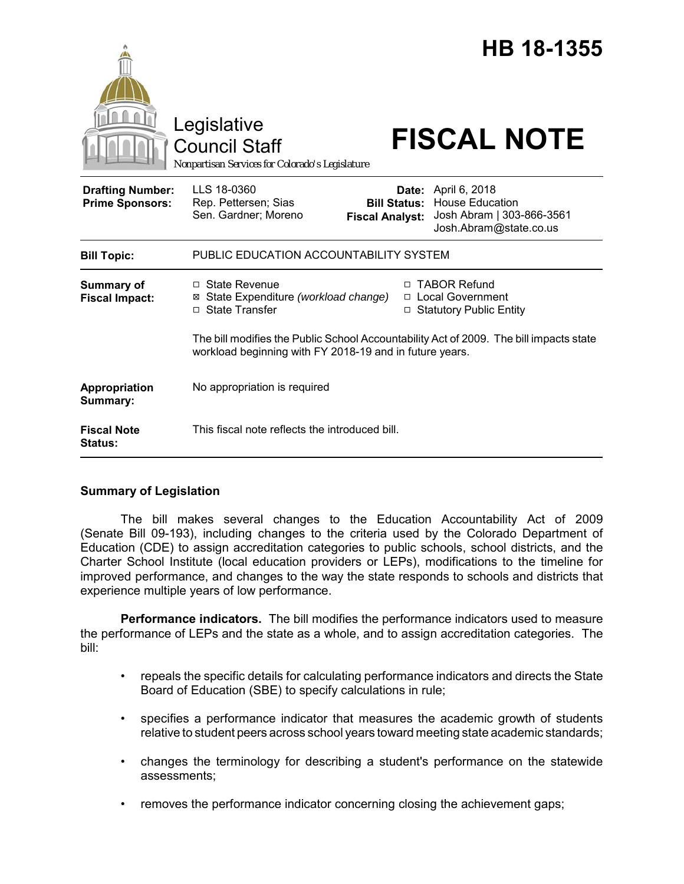# HB 18-1355

Legislative Council Staff

*Nonpartisan Services for Colorado's Legislature*

# FISCAL NOTE

| | | | |
|---|---|---|---|
| **Drafting Number:** | LLS 18-0360 | **Date:** | April 6, 2018 |
| **Prime Sponsors:** | Rep. Pettersen; Sias<br>Sen. Gardner; Moreno | **Bill Status:** | House Education |
| | | **Fiscal Analyst:** | Josh Abram \| 303-866-3561<br>Josh.Abram@state.co.us |

| | |
|---|---|
| **Bill Topic:** | PUBLIC EDUCATION ACCOUNTABILITY SYSTEM |
| **Summary of Fiscal Impact:** | ☐ State Revenue<br>☒ State Expenditure *(workload change)*<br>☐ State Transfer<br>☐ TABOR Refund<br>☐ Local Government<br>☐ Statutory Public Entity<br><br>The bill modifies the Public School Accountability Act of 2009. The bill impacts state workload beginning with FY 2018-19 and in future years. |
| **Appropriation Summary:** | No appropriation is required |
| **Fiscal Note Status:** | This fiscal note reflects the introduced bill. |

## Summary of Legislation

The bill makes several changes to the Education Accountability Act of 2009 (Senate Bill 09-193), including changes to the criteria used by the Colorado Department of Education (CDE) to assign accreditation categories to public schools, school districts, and the Charter School Institute (local education providers or LEPs), modifications to the timeline for improved performance, and changes to the way the state responds to schools and districts that experience multiple years of low performance.

**Performance indicators.** The bill modifies the performance indicators used to measure the performance of LEPs and the state as a whole, and to assign accreditation categories. The bill:

- repeals the specific details for calculating performance indicators and directs the State Board of Education (SBE) to specify calculations in rule;
- specifies a performance indicator that measures the academic growth of students relative to student peers across school years toward meeting state academic standards;
- changes the terminology for describing a student's performance on the statewide assessments;
- removes the performance indicator concerning closing the achievement gaps;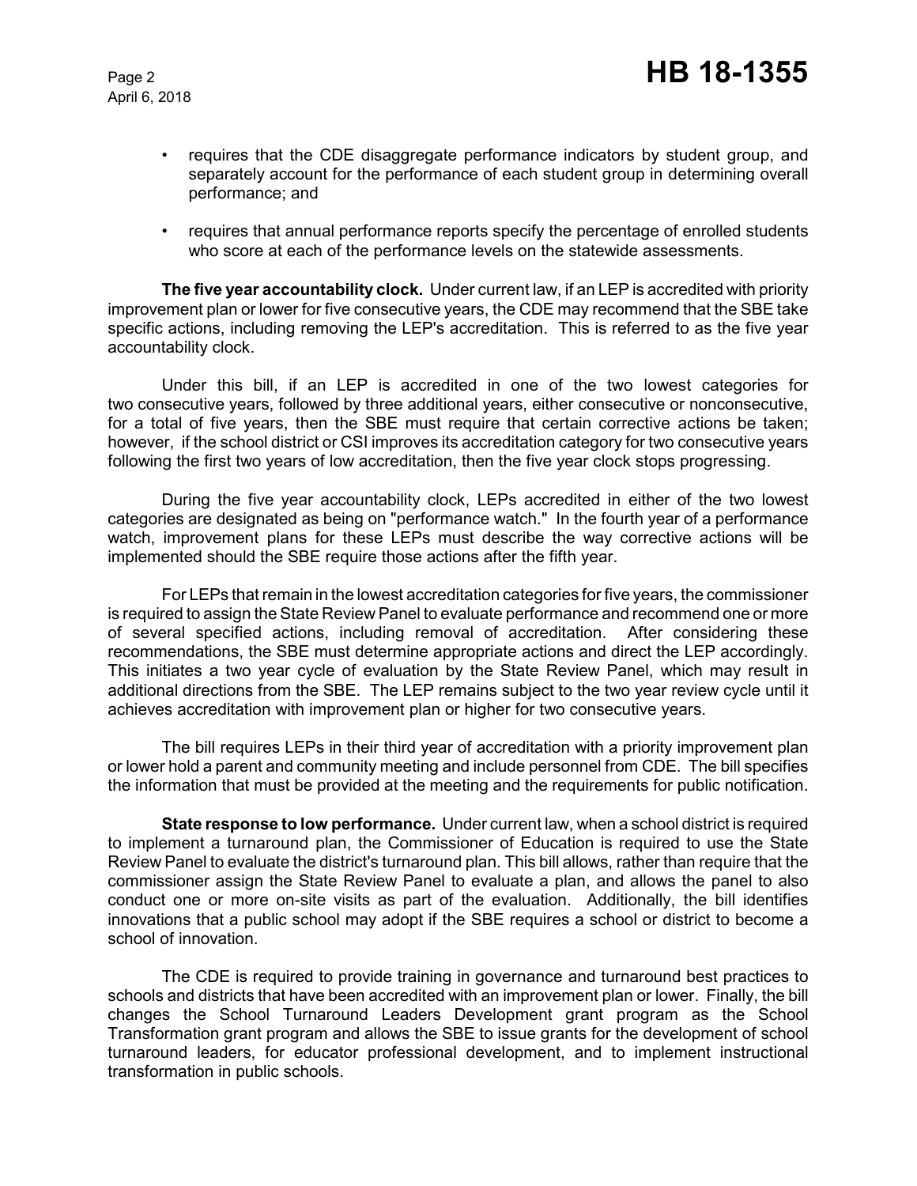- requires that the CDE disaggregate performance indicators by student group, and separately account for the performance of each student group in determining overall performance; and
- requires that annual performance reports specify the percentage of enrolled students who score at each of the performance levels on the statewide assessments.

**The five year accountability clock.** Under current law, if an LEP is accredited with priority improvement plan or lower for five consecutive years, the CDE may recommend that the SBE take specific actions, including removing the LEP's accreditation. This is referred to as the five year accountability clock.

Under this bill, if an LEP is accredited in one of the two lowest categories for two consecutive years, followed by three additional years, either consecutive or nonconsecutive, for a total of five years, then the SBE must require that certain corrective actions be taken; however, if the school district or CSI improves its accreditation category for two consecutive years following the first two years of low accreditation, then the five year clock stops progressing.

During the five year accountability clock, LEPs accredited in either of the two lowest categories are designated as being on "performance watch." In the fourth year of a performance watch, improvement plans for these LEPs must describe the way corrective actions will be implemented should the SBE require those actions after the fifth year.

For LEPs that remain in the lowest accreditation categories for five years, the commissioner is required to assign the State Review Panel to evaluate performance and recommend one or more of several specified actions, including removal of accreditation. After considering these recommendations, the SBE must determine appropriate actions and direct the LEP accordingly. This initiates a two year cycle of evaluation by the State Review Panel, which may result in additional directions from the SBE. The LEP remains subject to the two year review cycle until it achieves accreditation with improvement plan or higher for two consecutive years.

The bill requires LEPs in their third year of accreditation with a priority improvement plan or lower hold a parent and community meeting and include personnel from CDE. The bill specifies the information that must be provided at the meeting and the requirements for public notification.

**State response to low performance.** Under current law, when a school district is required to implement a turnaround plan, the Commissioner of Education is required to use the State Review Panel to evaluate the district's turnaround plan. This bill allows, rather than require that the commissioner assign the State Review Panel to evaluate a plan, and allows the panel to also conduct one or more on-site visits as part of the evaluation. Additionally, the bill identifies innovations that a public school may adopt if the SBE requires a school or district to become a school of innovation.

The CDE is required to provide training in governance and turnaround best practices to schools and districts that have been accredited with an improvement plan or lower. Finally, the bill changes the School Turnaround Leaders Development grant program as the School Transformation grant program and allows the SBE to issue grants for the development of school turnaround leaders, for educator professional development, and to implement instructional transformation in public schools.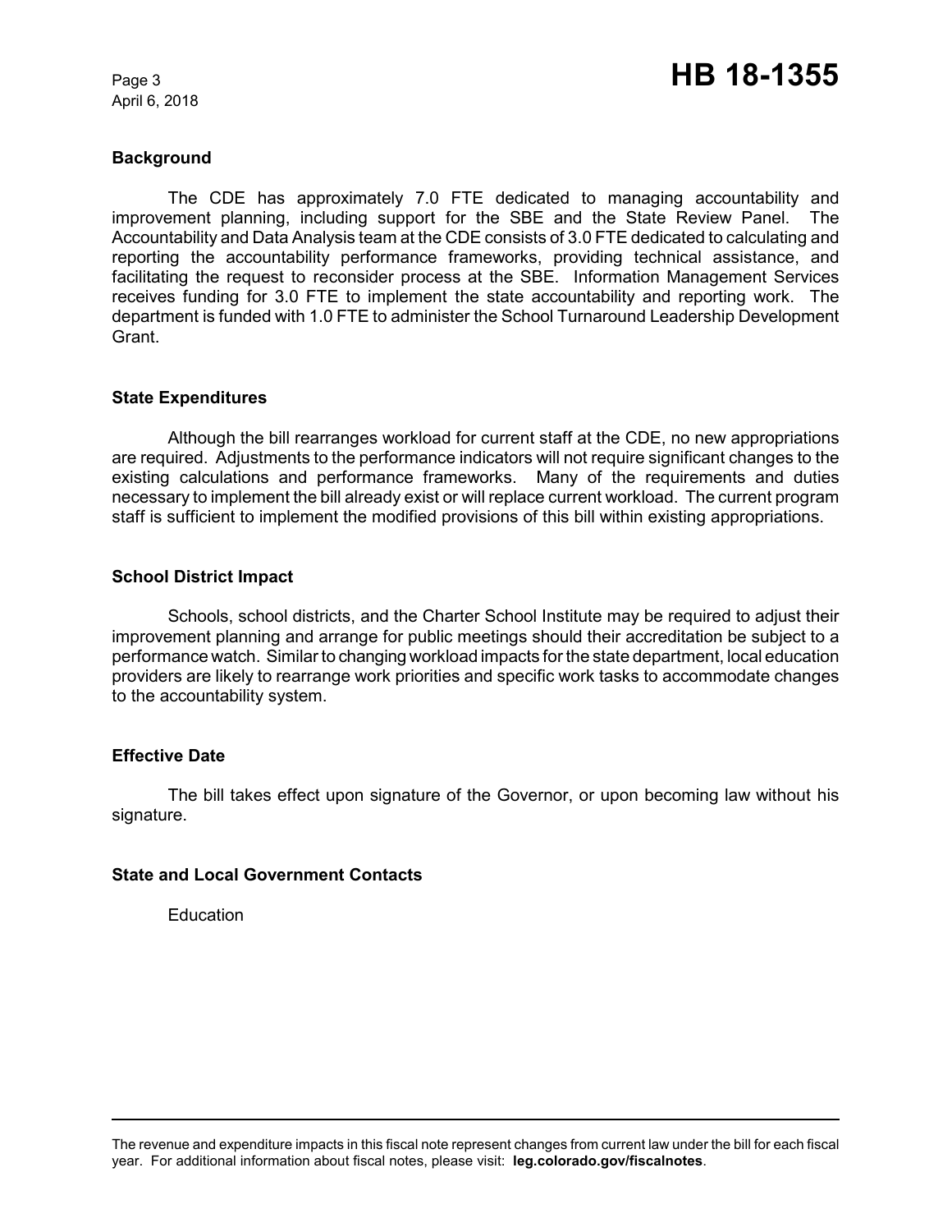## Background

The CDE has approximately 7.0 FTE dedicated to managing accountability and improvement planning, including support for the SBE and the State Review Panel. The Accountability and Data Analysis team at the CDE consists of 3.0 FTE dedicated to calculating and reporting the accountability performance frameworks, providing technical assistance, and facilitating the request to reconsider process at the SBE. Information Management Services receives funding for 3.0 FTE to implement the state accountability and reporting work. The department is funded with 1.0 FTE to administer the School Turnaround Leadership Development Grant.

## State Expenditures

Although the bill rearranges workload for current staff at the CDE, no new appropriations are required. Adjustments to the performance indicators will not require significant changes to the existing calculations and performance frameworks. Many of the requirements and duties necessary to implement the bill already exist or will replace current workload. The current program staff is sufficient to implement the modified provisions of this bill within existing appropriations.

## School District Impact

Schools, school districts, and the Charter School Institute may be required to adjust their improvement planning and arrange for public meetings should their accreditation be subject to a performance watch. Similar to changing workload impacts for the state department, local education providers are likely to rearrange work priorities and specific work tasks to accommodate changes to the accountability system.

## Effective Date

The bill takes effect upon signature of the Governor, or upon becoming law without his signature.

## State and Local Government Contacts

Education

The revenue and expenditure impacts in this fiscal note represent changes from current law under the bill for each fiscal year. For additional information about fiscal notes, please visit: **leg.colorado.gov/fiscalnotes**.